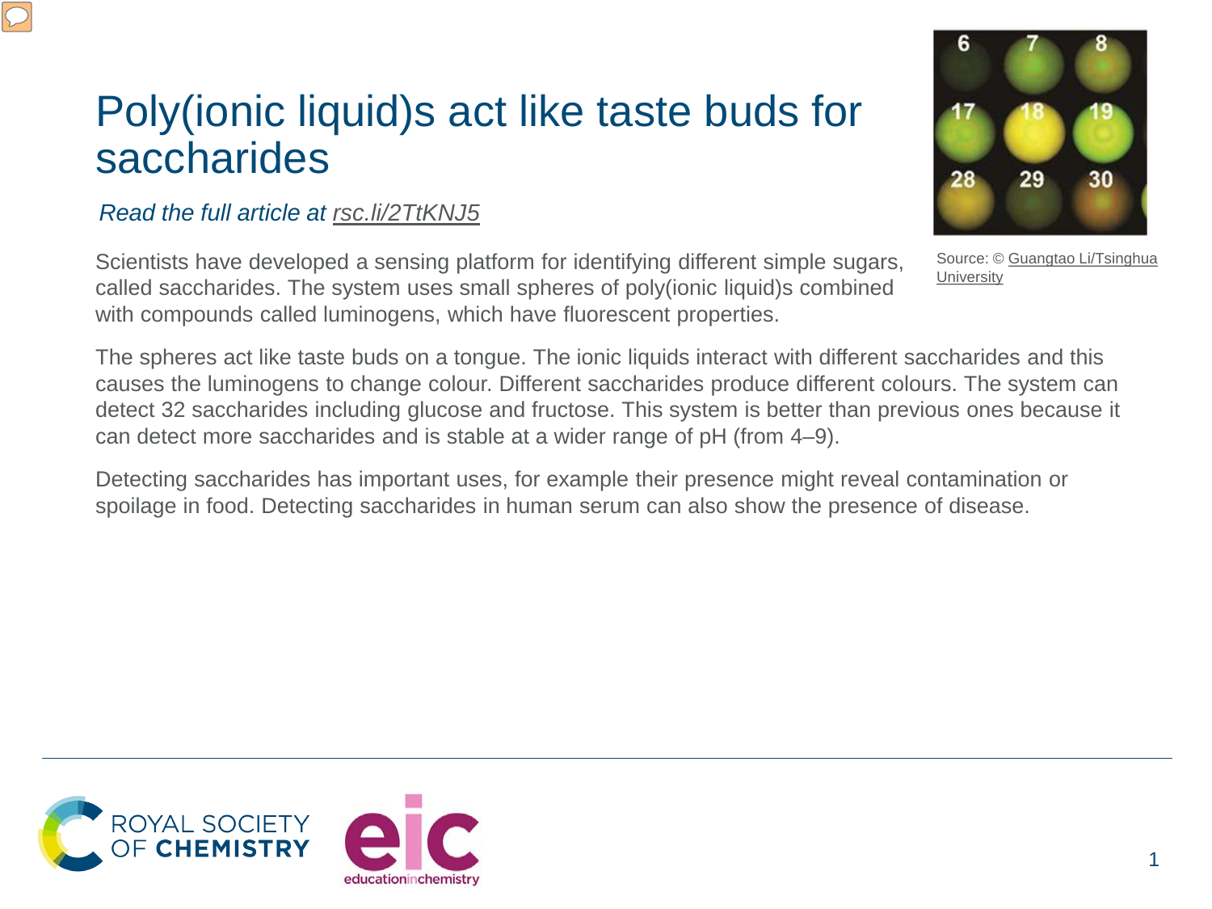# Poly(ionic liquid)s act like taste buds for saccharides

*Read the full article at rsc.li/2TtKNJ5*

Source: © Guangtao Li/Tsinghua University

Scientists have developed a sensing platform for identifying different simple sugars, called saccharides. The system uses small spheres of poly(ionic liquid)s combined with compounds called luminogens, which have fluorescent properties.

The spheres act like taste buds on a tongue. The ionic liquids interact with different saccharides and this causes the luminogens to change colour. Different saccharides produce different colours. The system can detect 32 saccharides including glucose and fructose. This system is better than previous ones because it can detect more saccharides and is stable at a wider range of pH (from 4–9).

Detecting saccharides has important uses, for example their presence might reveal contamination or spoilage in food. Detecting saccharides in human serum can also show the presence of disease.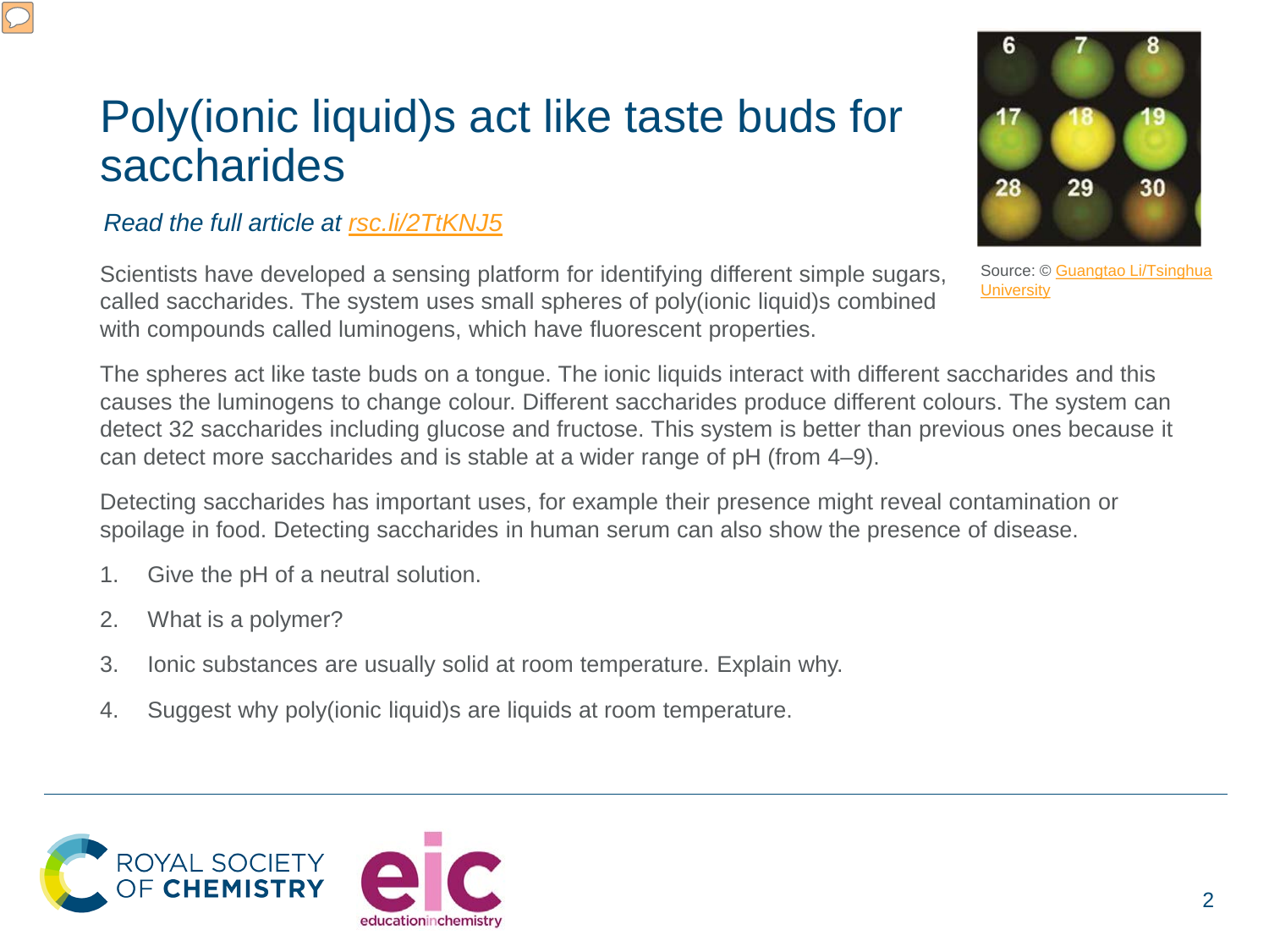# Poly(ionic liquid)s act like taste buds for saccharides

*Read the full article at rsc.li/2TtKNJ5*

Source: © Guangtao Li/Tsinghua University

Scientists have developed a sensing platform for identifying different simple sugars, called saccharides. The system uses small spheres of poly(ionic liquid)s combined with compounds called luminogens, which have fluorescent properties.

The spheres act like taste buds on a tongue. The ionic liquids interact with different saccharides and this causes the luminogens to change colour. Different saccharides produce different colours. The system can detect 32 saccharides including glucose and fructose. This system is better than previous ones because it can detect more saccharides and is stable at a wider range of pH (from 4–9).

Detecting saccharides has important uses, for example their presence might reveal contamination or spoilage in food. Detecting saccharides in human serum can also show the presence of disease.

1. Give the pH of a neutral solution.
2. What is a polymer?
3. Ionic substances are usually solid at room temperature. Explain why.
4. Suggest why poly(ionic liquid)s are liquids at room temperature.